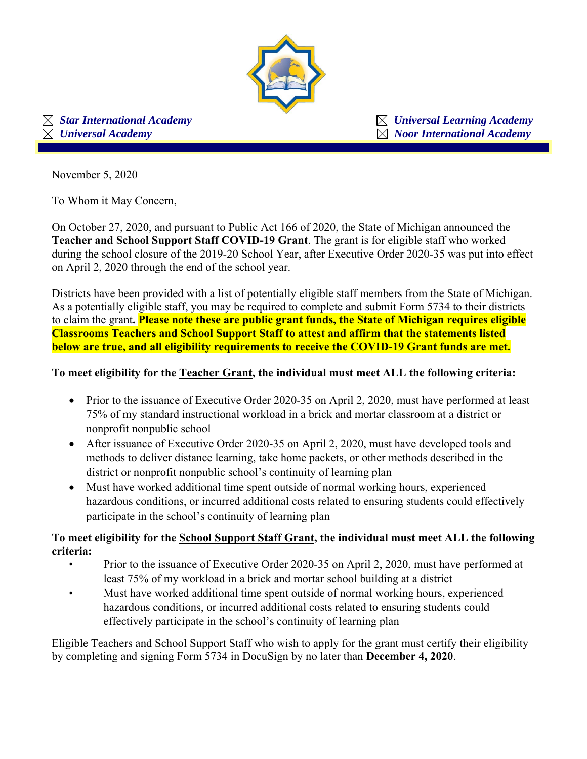☒ ***Star International Academy*** ☒ ***Universal Learning Academy***
☒ ***Universal Academy*** ☒ ***Noor International Academy***

November 5, 2020

To Whom it May Concern,

On October 27, 2020, and pursuant to Public Act 166 of 2020, the State of Michigan announced the **Teacher and School Support Staff COVID-19 Grant**. The grant is for eligible staff who worked during the school closure of the 2019-20 School Year, after Executive Order 2020-35 was put into effect on April 2, 2020 through the end of the school year.

Districts have been provided with a list of potentially eligible staff members from the State of Michigan. As a potentially eligible staff, you may be required to complete and submit Form 5734 to their districts to claim the grant**. Please note these are public grant funds, the State of Michigan requires eligible Classrooms Teachers and School Support Staff to attest and affirm that the statements listed below are true, and all eligibility requirements to receive the COVID-19 Grant funds are met.**

**To meet eligibility for the <u>Teacher Grant</u>, the individual must meet ALL the following criteria:**

- Prior to the issuance of Executive Order 2020-35 on April 2, 2020, must have performed at least 75% of my standard instructional workload in a brick and mortar classroom at a district or nonprofit nonpublic school
- After issuance of Executive Order 2020-35 on April 2, 2020, must have developed tools and methods to deliver distance learning, take home packets, or other methods described in the district or nonprofit nonpublic school's continuity of learning plan
- Must have worked additional time spent outside of normal working hours, experienced hazardous conditions, or incurred additional costs related to ensuring students could effectively participate in the school's continuity of learning plan

**To meet eligibility for the <u>School Support Staff Grant</u>, the individual must meet ALL the following criteria:**

- Prior to the issuance of Executive Order 2020-35 on April 2, 2020, must have performed at least 75% of my workload in a brick and mortar school building at a district
- Must have worked additional time spent outside of normal working hours, experienced hazardous conditions, or incurred additional costs related to ensuring students could effectively participate in the school's continuity of learning plan

Eligible Teachers and School Support Staff who wish to apply for the grant must certify their eligibility by completing and signing Form 5734 in DocuSign by no later than **December 4, 2020**.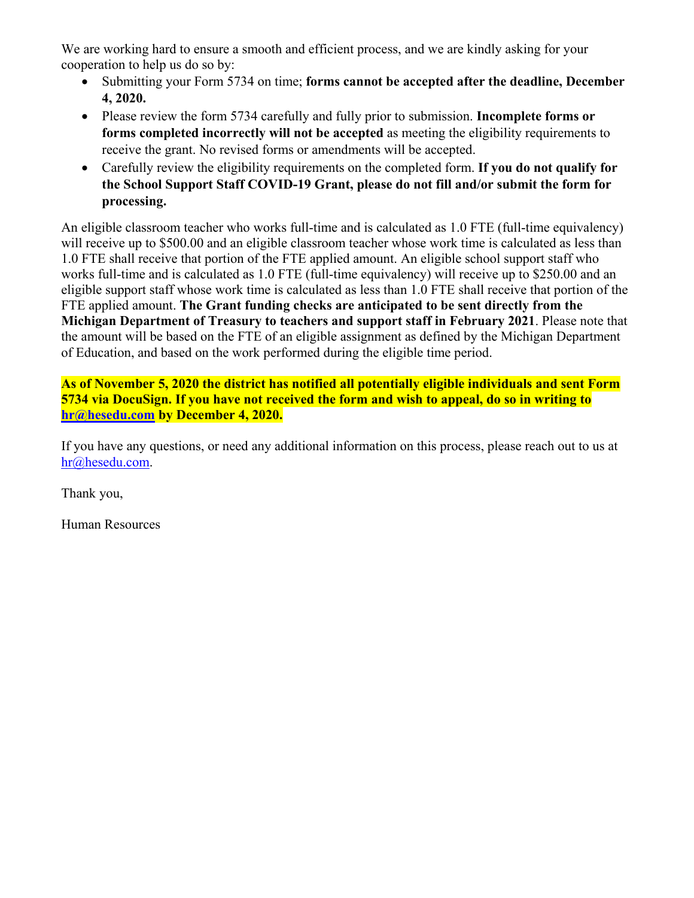We are working hard to ensure a smooth and efficient process, and we are kindly asking for your cooperation to help us do so by:

- Submitting your Form 5734 on time; **forms cannot be accepted after the deadline, December 4, 2020.**
- Please review the form 5734 carefully and fully prior to submission. **Incomplete forms or forms completed incorrectly will not be accepted** as meeting the eligibility requirements to receive the grant. No revised forms or amendments will be accepted.
- Carefully review the eligibility requirements on the completed form. **If you do not qualify for the School Support Staff COVID-19 Grant, please do not fill and/or submit the form for processing.**

An eligible classroom teacher who works full-time and is calculated as 1.0 FTE (full-time equivalency) will receive up to $500.00 and an eligible classroom teacher whose work time is calculated as less than 1.0 FTE shall receive that portion of the FTE applied amount. An eligible school support staff who works full-time and is calculated as 1.0 FTE (full-time equivalency) will receive up to $250.00 and an eligible support staff whose work time is calculated as less than 1.0 FTE shall receive that portion of the FTE applied amount. **The Grant funding checks are anticipated to be sent directly from the Michigan Department of Treasury to teachers and support staff in February 2021**. Please note that the amount will be based on the FTE of an eligible assignment as defined by the Michigan Department of Education, and based on the work performed during the eligible time period.

**As of November 5, 2020 the district has notified all potentially eligible individuals and sent Form 5734 via DocuSign. If you have not received the form and wish to appeal, do so in writing to hr@hesedu.com by December 4, 2020.**

If you have any questions, or need any additional information on this process, please reach out to us at hr@hesedu.com.

Thank you,

Human Resources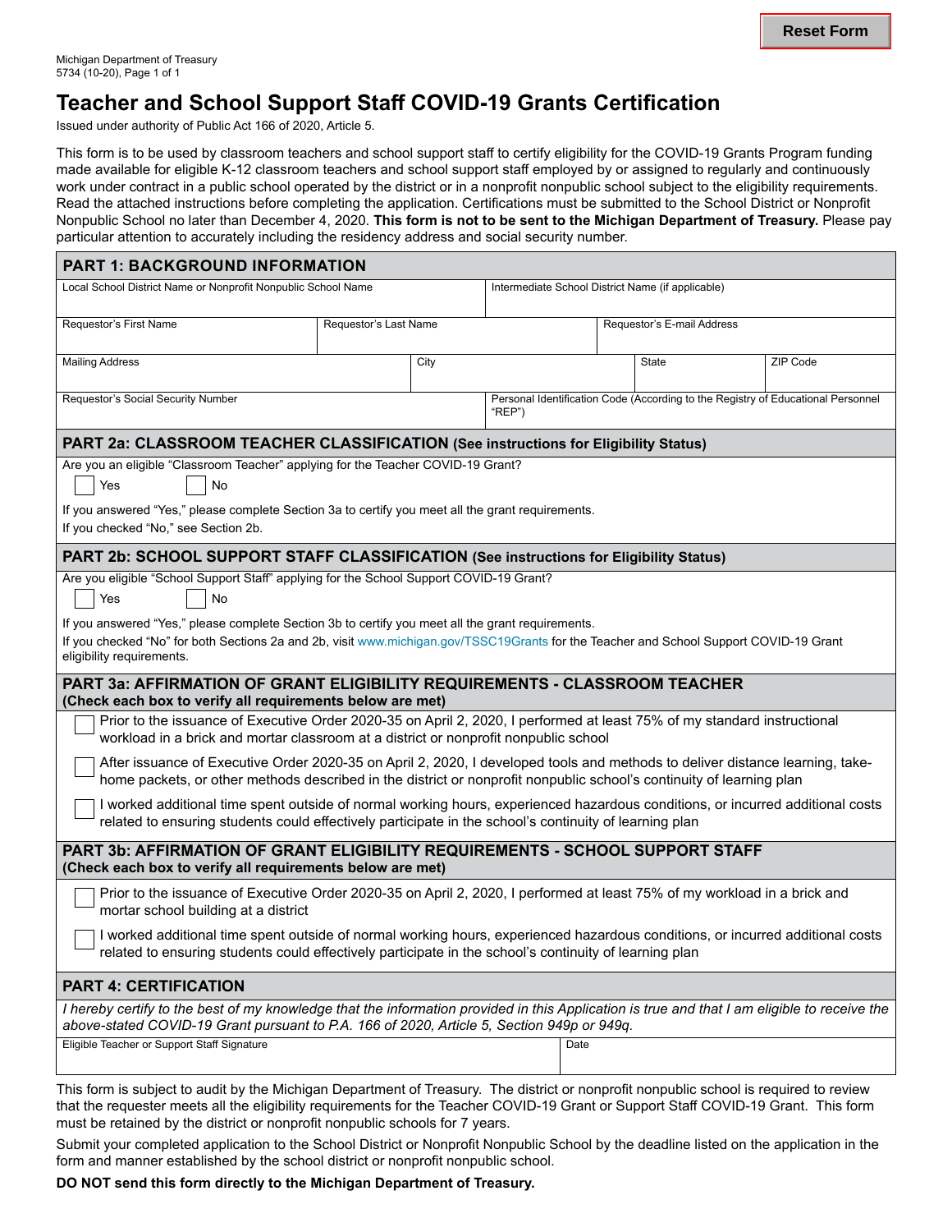Michigan Department of Treasury
5734 (10-20), Page 1 of 1

# Teacher and School Support Staff COVID-19 Grants Certification

Issued under authority of Public Act 166 of 2020, Article 5.

This form is to be used by classroom teachers and school support staff to certify eligibility for the COVID-19 Grants Program funding made available for eligible K-12 classroom teachers and school support staff employed by or assigned to regularly and continuously work under contract in a public school operated by the district or in a nonprofit nonpublic school subject to the eligibility requirements. Read the attached instructions before completing the application. Certifications must be submitted to the School District or Nonprofit Nonpublic School no later than December 4, 2020. **This form is not to be sent to the Michigan Department of Treasury.** Please pay particular attention to accurately including the residency address and social security number.

## PART 1: BACKGROUND INFORMATION

| Local School District Name or Nonprofit Nonpublic School Name | | Intermediate School District Name (if applicable) | |
|---|---|---|---|
| Requestor's First Name | Requestor's Last Name | Requestor's E-mail Address | |
| Mailing Address | City | State | ZIP Code |
| Requestor's Social Security Number | | Personal Identification Code (According to the Registry of Educational Personnel "REP") | |

## PART 2a: CLASSROOM TEACHER CLASSIFICATION (See instructions for Eligibility Status)

Are you an eligible "Classroom Teacher" applying for the Teacher COVID-19 Grant?

☐ Yes ☐ No

If you answered "Yes," please complete Section 3a to certify you meet all the grant requirements.
If you checked "No," see Section 2b.

## PART 2b: SCHOOL SUPPORT STAFF CLASSIFICATION (See instructions for Eligibility Status)

Are you eligible "School Support Staff" applying for the School Support COVID-19 Grant?

☐ Yes ☐ No

If you answered "Yes," please complete Section 3b to certify you meet all the grant requirements.
If you checked "No" for both Sections 2a and 2b, visit www.michigan.gov/TSSC19Grants for the Teacher and School Support COVID-19 Grant eligibility requirements.

## PART 3a: AFFIRMATION OF GRANT ELIGIBILITY REQUIREMENTS - CLASSROOM TEACHER

**(Check each box to verify all requirements below are met)**

- ☐ Prior to the issuance of Executive Order 2020-35 on April 2, 2020, I performed at least 75% of my standard instructional workload in a brick and mortar classroom at a district or nonprofit nonpublic school
- ☐ After issuance of Executive Order 2020-35 on April 2, 2020, I developed tools and methods to deliver distance learning, take-home packets, or other methods described in the district or nonprofit nonpublic school's continuity of learning plan
- ☐ I worked additional time spent outside of normal working hours, experienced hazardous conditions, or incurred additional costs related to ensuring students could effectively participate in the school's continuity of learning plan

## PART 3b: AFFIRMATION OF GRANT ELIGIBILITY REQUIREMENTS - SCHOOL SUPPORT STAFF

**(Check each box to verify all requirements below are met)**

- ☐ Prior to the issuance of Executive Order 2020-35 on April 2, 2020, I performed at least 75% of my workload in a brick and mortar school building at a district
- ☐ I worked additional time spent outside of normal working hours, experienced hazardous conditions, or incurred additional costs related to ensuring students could effectively participate in the school's continuity of learning plan

## PART 4: CERTIFICATION

*I hereby certify to the best of my knowledge that the information provided in this Application is true and that I am eligible to receive the above-stated COVID-19 Grant pursuant to P.A. 166 of 2020, Article 5, Section 949p or 949q.*

| Eligible Teacher or Support Staff Signature | Date |
|---|---|
| | |

This form is subject to audit by the Michigan Department of Treasury. The district or nonprofit nonpublic school is required to review that the requester meets all the eligibility requirements for the Teacher COVID-19 Grant or Support Staff COVID-19 Grant. This form must be retained by the district or nonprofit nonpublic schools for 7 years.

Submit your completed application to the School District or Nonprofit Nonpublic School by the deadline listed on the application in the form and manner established by the school district or nonprofit nonpublic school.

**DO NOT send this form directly to the Michigan Department of Treasury.**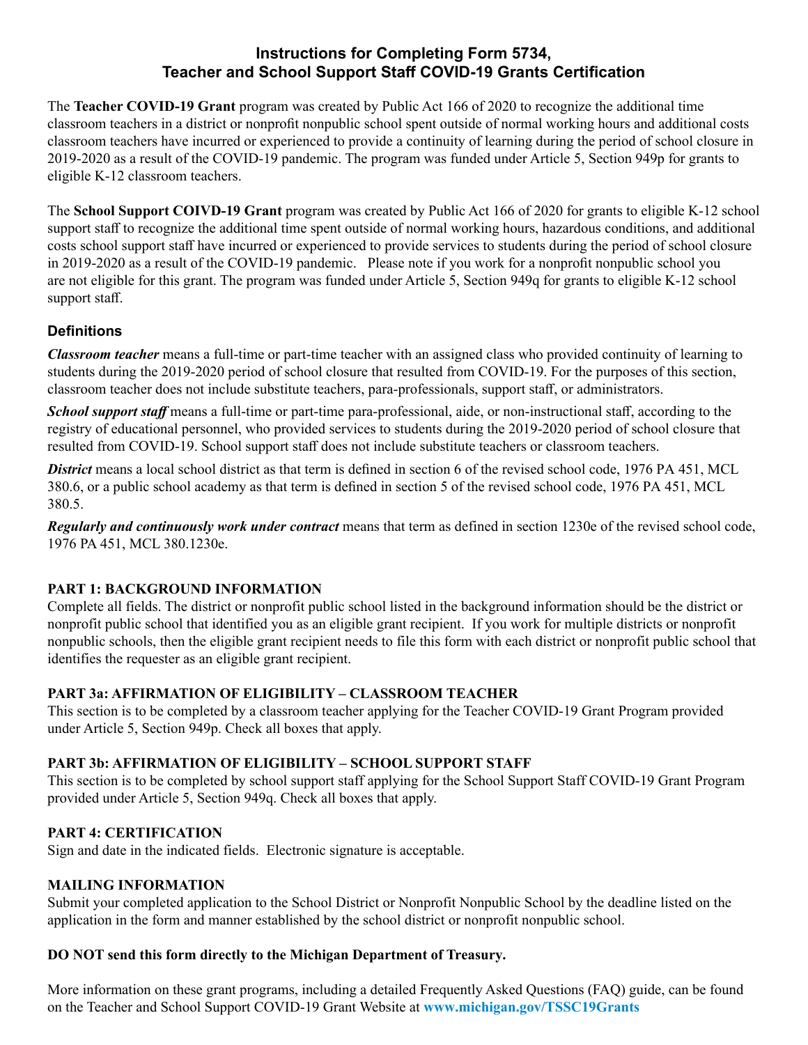# Instructions for Completing Form 5734, Teacher and School Support Staff COVID-19 Grants Certification

The **Teacher COVID-19 Grant** program was created by Public Act 166 of 2020 to recognize the additional time classroom teachers in a district or nonprofit nonpublic school spent outside of normal working hours and additional costs classroom teachers have incurred or experienced to provide a continuity of learning during the period of school closure in 2019-2020 as a result of the COVID-19 pandemic. The program was funded under Article 5, Section 949p for grants to eligible K-12 classroom teachers.

The **School Support COIVD-19 Grant** program was created by Public Act 166 of 2020 for grants to eligible K-12 school support staff to recognize the additional time spent outside of normal working hours, hazardous conditions, and additional costs school support staff have incurred or experienced to provide services to students during the period of school closure in 2019-2020 as a result of the COVID-19 pandemic. Please note if you work for a nonprofit nonpublic school you are not eligible for this grant. The program was funded under Article 5, Section 949q for grants to eligible K-12 school support staff.

## Definitions

***Classroom teacher*** means a full-time or part-time teacher with an assigned class who provided continuity of learning to students during the 2019-2020 period of school closure that resulted from COVID-19. For the purposes of this section, classroom teacher does not include substitute teachers, para-professionals, support staff, or administrators.

***School support staff*** means a full-time or part-time para-professional, aide, or non-instructional staff, according to the registry of educational personnel, who provided services to students during the 2019-2020 period of school closure that resulted from COVID-19. School support staff does not include substitute teachers or classroom teachers.

***District*** means a local school district as that term is defined in section 6 of the revised school code, 1976 PA 451, MCL 380.6, or a public school academy as that term is defined in section 5 of the revised school code, 1976 PA 451, MCL 380.5.

***Regularly and continuously work under contract*** means that term as defined in section 1230e of the revised school code, 1976 PA 451, MCL 380.1230e.

### PART 1: BACKGROUND INFORMATION

Complete all fields. The district or nonprofit public school listed in the background information should be the district or nonprofit public school that identified you as an eligible grant recipient. If you work for multiple districts or nonprofit nonpublic schools, then the eligible grant recipient needs to file this form with each district or nonprofit public school that identifies the requester as an eligible grant recipient.

### PART 3a: AFFIRMATION OF ELIGIBILITY – CLASSROOM TEACHER

This section is to be completed by a classroom teacher applying for the Teacher COVID-19 Grant Program provided under Article 5, Section 949p. Check all boxes that apply.

### PART 3b: AFFIRMATION OF ELIGIBILITY – SCHOOL SUPPORT STAFF

This section is to be completed by school support staff applying for the School Support Staff COVID-19 Grant Program provided under Article 5, Section 949q. Check all boxes that apply.

### PART 4: CERTIFICATION

Sign and date in the indicated fields. Electronic signature is acceptable.

### MAILING INFORMATION

Submit your completed application to the School District or Nonprofit Nonpublic School by the deadline listed on the application in the form and manner established by the school district or nonprofit nonpublic school.

**DO NOT send this form directly to the Michigan Department of Treasury.**

More information on these grant programs, including a detailed Frequently Asked Questions (FAQ) guide, can be found on the Teacher and School Support COVID-19 Grant Website at **www.michigan.gov/TSSC19Grants**